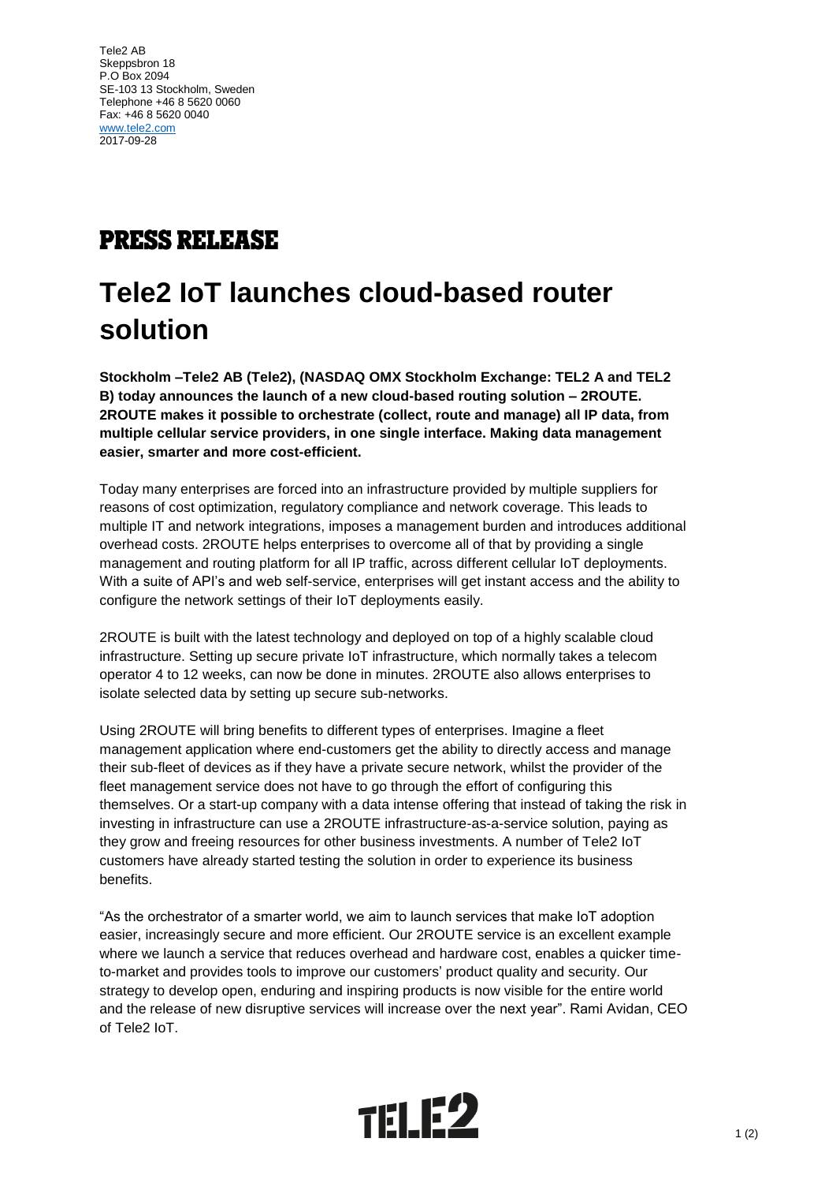Tele2 AB
Skeppsbron 18
P.O Box 2094
SE-103 13 Stockholm, Sweden
Telephone +46 8 5620 0060
Fax: +46 8 5620 0040
www.tele2.com
2017-09-28

## PRESS RELEASE

# Tele2 IoT launches cloud-based router solution

**Stockholm –Tele2 AB (Tele2), (NASDAQ OMX Stockholm Exchange: TEL2 A and TEL2 B) today announces the launch of a new cloud-based routing solution – 2ROUTE. 2ROUTE makes it possible to orchestrate (collect, route and manage) all IP data, from multiple cellular service providers, in one single interface. Making data management easier, smarter and more cost-efficient.**

Today many enterprises are forced into an infrastructure provided by multiple suppliers for reasons of cost optimization, regulatory compliance and network coverage. This leads to multiple IT and network integrations, imposes a management burden and introduces additional overhead costs. 2ROUTE helps enterprises to overcome all of that by providing a single management and routing platform for all IP traffic, across different cellular IoT deployments. With a suite of API's and web self-service, enterprises will get instant access and the ability to configure the network settings of their IoT deployments easily.

2ROUTE is built with the latest technology and deployed on top of a highly scalable cloud infrastructure. Setting up secure private IoT infrastructure, which normally takes a telecom operator 4 to 12 weeks, can now be done in minutes. 2ROUTE also allows enterprises to isolate selected data by setting up secure sub-networks.

Using 2ROUTE will bring benefits to different types of enterprises. Imagine a fleet management application where end-customers get the ability to directly access and manage their sub-fleet of devices as if they have a private secure network, whilst the provider of the fleet management service does not have to go through the effort of configuring this themselves. Or a start-up company with a data intense offering that instead of taking the risk in investing in infrastructure can use a 2ROUTE infrastructure-as-a-service solution, paying as they grow and freeing resources for other business investments. A number of Tele2 IoT customers have already started testing the solution in order to experience its business benefits.

"As the orchestrator of a smarter world, we aim to launch services that make IoT adoption easier, increasingly secure and more efficient. Our 2ROUTE service is an excellent example where we launch a service that reduces overhead and hardware cost, enables a quicker time-to-market and provides tools to improve our customers' product quality and security. Our strategy to develop open, enduring and inspiring products is now visible for the entire world and the release of new disruptive services will increase over the next year". Rami Avidan, CEO of Tele2 IoT.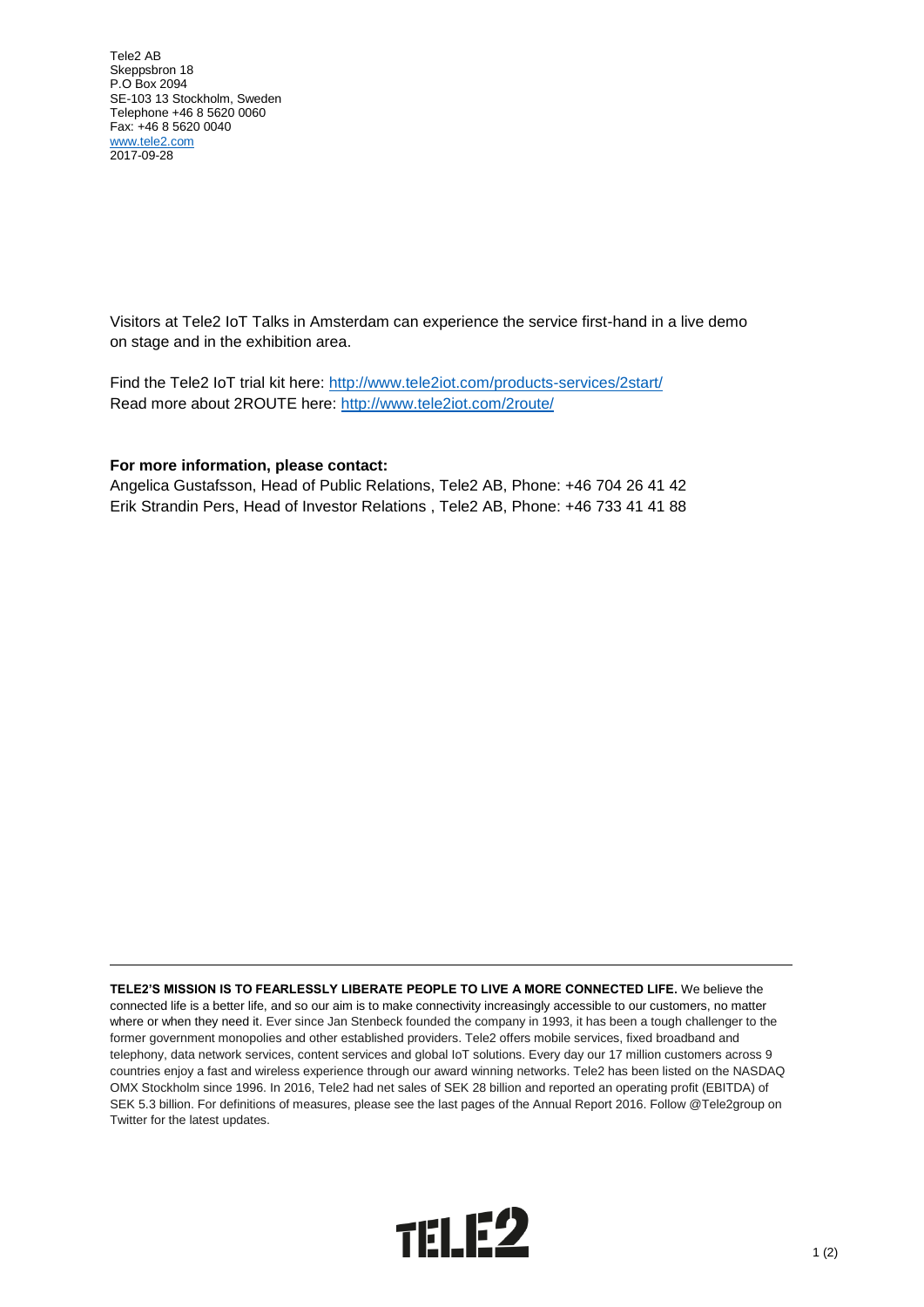Tele2 AB
Skeppsbron 18
P.O Box 2094
SE-103 13 Stockholm, Sweden
Telephone +46 8 5620 0060
Fax: +46 8 5620 0040
www.tele2.com
2017-09-28

Visitors at Tele2 IoT Talks in Amsterdam can experience the service first-hand in a live demo on stage and in the exhibition area.

Find the Tele2 IoT trial kit here: http://www.tele2iot.com/products-services/2start/
Read more about 2ROUTE here: http://www.tele2iot.com/2route/

**For more information, please contact:**
Angelica Gustafsson, Head of Public Relations, Tele2 AB, Phone: +46 704 26 41 42
Erik Strandin Pers, Head of Investor Relations , Tele2 AB, Phone: +46 733 41 41 88

---

**TELE2'S MISSION IS TO FEARLESSLY LIBERATE PEOPLE TO LIVE A MORE CONNECTED LIFE.** We believe the connected life is a better life, and so our aim is to make connectivity increasingly accessible to our customers, no matter where or when they need it. Ever since Jan Stenbeck founded the company in 1993, it has been a tough challenger to the former government monopolies and other established providers. Tele2 offers mobile services, fixed broadband and telephony, data network services, content services and global IoT solutions. Every day our 17 million customers across 9 countries enjoy a fast and wireless experience through our award winning networks. Tele2 has been listed on the NASDAQ OMX Stockholm since 1996. In 2016, Tele2 had net sales of SEK 28 billion and reported an operating profit (EBITDA) of SEK 5.3 billion. For definitions of measures, please see the last pages of the Annual Report 2016. Follow @Tele2group on Twitter for the latest updates.

TELE2